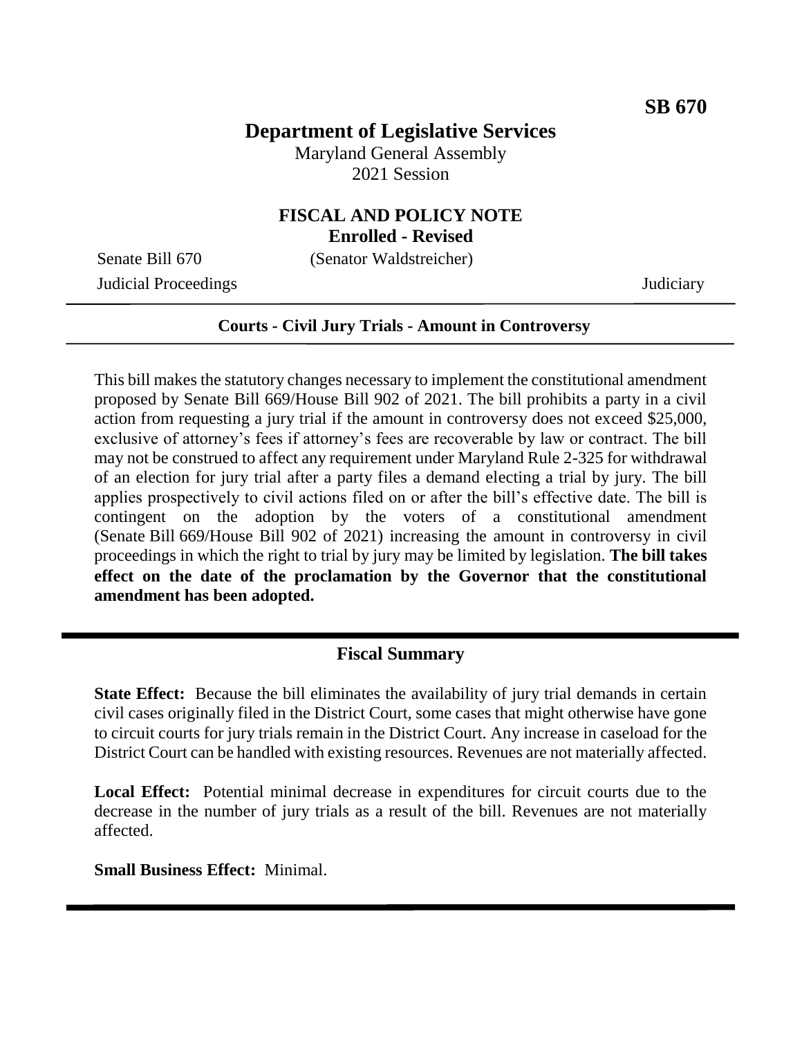**SB 670**

# Department of Legislative Services

Maryland General Assembly
2021 Session

## FISCAL AND POLICY NOTE
**Enrolled - Revised**

Senate Bill 670 (Senator Waldstreicher)
Judicial Proceedings Judiciary

---

**Courts - Civil Jury Trials - Amount in Controversy**

---

This bill makes the statutory changes necessary to implement the constitutional amendment proposed by Senate Bill 669/House Bill 902 of 2021. The bill prohibits a party in a civil action from requesting a jury trial if the amount in controversy does not exceed $25,000, exclusive of attorney's fees if attorney's fees are recoverable by law or contract. The bill may not be construed to affect any requirement under Maryland Rule 2-325 for withdrawal of an election for jury trial after a party files a demand electing a trial by jury. The bill applies prospectively to civil actions filed on or after the bill's effective date. The bill is contingent on the adoption by the voters of a constitutional amendment (Senate Bill 669/House Bill 902 of 2021) increasing the amount in controversy in civil proceedings in which the right to trial by jury may be limited by legislation. **The bill takes effect on the date of the proclamation by the Governor that the constitutional amendment has been adopted.**

---

## Fiscal Summary

**State Effect:** Because the bill eliminates the availability of jury trial demands in certain civil cases originally filed in the District Court, some cases that might otherwise have gone to circuit courts for jury trials remain in the District Court. Any increase in caseload for the District Court can be handled with existing resources. Revenues are not materially affected.

**Local Effect:** Potential minimal decrease in expenditures for circuit courts due to the decrease in the number of jury trials as a result of the bill. Revenues are not materially affected.

**Small Business Effect:** Minimal.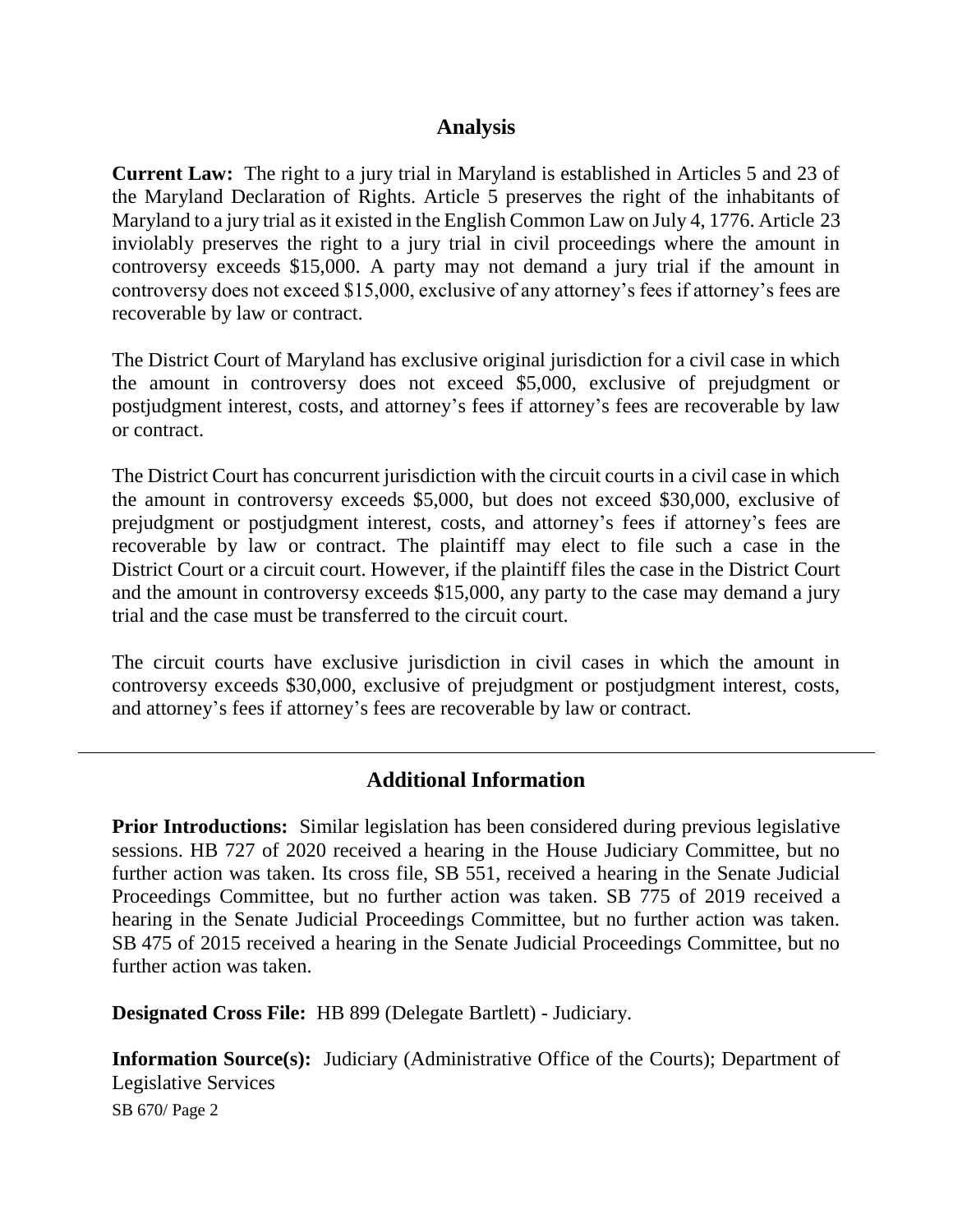## Analysis

**Current Law:** The right to a jury trial in Maryland is established in Articles 5 and 23 of the Maryland Declaration of Rights. Article 5 preserves the right of the inhabitants of Maryland to a jury trial as it existed in the English Common Law on July 4, 1776. Article 23 inviolably preserves the right to a jury trial in civil proceedings where the amount in controversy exceeds $15,000. A party may not demand a jury trial if the amount in controversy does not exceed $15,000, exclusive of any attorney's fees if attorney's fees are recoverable by law or contract.

The District Court of Maryland has exclusive original jurisdiction for a civil case in which the amount in controversy does not exceed $5,000, exclusive of prejudgment or postjudgment interest, costs, and attorney's fees if attorney's fees are recoverable by law or contract.

The District Court has concurrent jurisdiction with the circuit courts in a civil case in which the amount in controversy exceeds $5,000, but does not exceed $30,000, exclusive of prejudgment or postjudgment interest, costs, and attorney's fees if attorney's fees are recoverable by law or contract. The plaintiff may elect to file such a case in the District Court or a circuit court. However, if the plaintiff files the case in the District Court and the amount in controversy exceeds $15,000, any party to the case may demand a jury trial and the case must be transferred to the circuit court.

The circuit courts have exclusive jurisdiction in civil cases in which the amount in controversy exceeds $30,000, exclusive of prejudgment or postjudgment interest, costs, and attorney's fees if attorney's fees are recoverable by law or contract.

---

## Additional Information

**Prior Introductions:** Similar legislation has been considered during previous legislative sessions. HB 727 of 2020 received a hearing in the House Judiciary Committee, but no further action was taken. Its cross file, SB 551, received a hearing in the Senate Judicial Proceedings Committee, but no further action was taken. SB 775 of 2019 received a hearing in the Senate Judicial Proceedings Committee, but no further action was taken. SB 475 of 2015 received a hearing in the Senate Judicial Proceedings Committee, but no further action was taken.

**Designated Cross File:** HB 899 (Delegate Bartlett) - Judiciary.

**Information Source(s):** Judiciary (Administrative Office of the Courts); Department of Legislative Services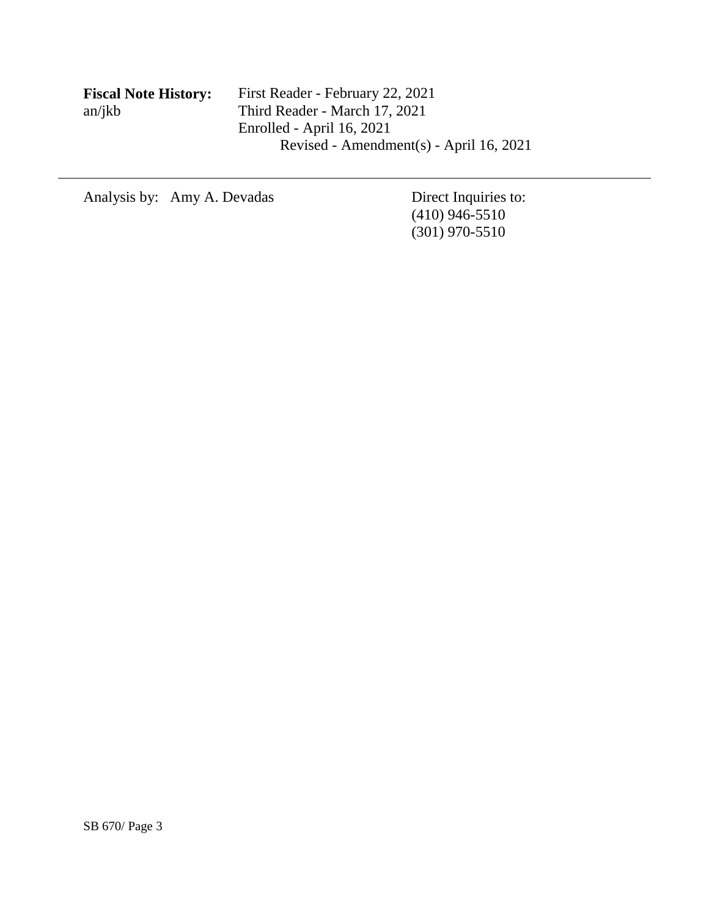**Fiscal Note History:** First Reader - February 22, 2021
an/jkb Third Reader - March 17, 2021
Enrolled - April 16, 2021
Revised - Amendment(s) - April 16, 2021

---

Analysis by: Amy A. Devadas

Direct Inquiries to:
(410) 946-5510
(301) 970-5510